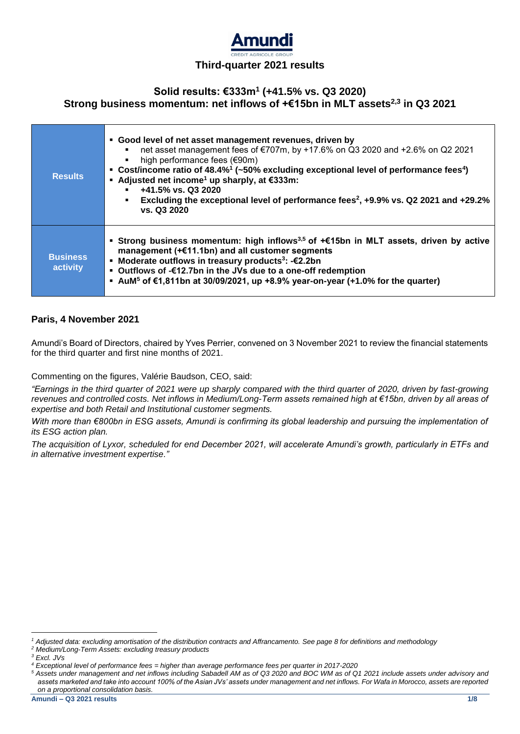# Amundi

## Third-quarter 2021 results

### Solid results: €333m[1] (+41.5% vs. Q3 2020)
### Strong business momentum: net inflows of +€15bn in MLT assets[2,3] in Q3 2021

| | |
|---|---|
| **Results** | ▪ **Good level of net asset management revenues, driven by**<br>  ▪ net asset management fees of €707m, by +17.6% on Q3 2020 and +2.6% on Q2 2021<br>  ▪ high performance fees (€90m)<br>▪ **Cost/income ratio of 48.4%[1] (~50% excluding exceptional level of performance fees[4])**<br>▪ **Adjusted net income[1] up sharply, at €333m:**<br>  ▪ **+41.5% vs. Q3 2020**<br>  ▪ **Excluding the exceptional level of performance fees[2], +9.9% vs. Q2 2021 and +29.2% vs. Q3 2020** |
| **Business activity** | ▪ **Strong business momentum: high inflows[3,5] of +€15bn in MLT assets, driven by active management (+€11.1bn) and all customer segments**<br>▪ **Moderate outflows in treasury products[3]: -€2.2bn**<br>▪ **Outflows of -€12.7bn in the JVs due to a one-off redemption**<br>▪ **AuM[5] of €1,811bn at 30/09/2021, up +8.9% year-on-year (+1.0% for the quarter)** |

**Paris, 4 November 2021**

Amundi's Board of Directors, chaired by Yves Perrier, convened on 3 November 2021 to review the financial statements for the third quarter and first nine months of 2021.

Commenting on the figures, Valérie Baudson, CEO, said:

*"Earnings in the third quarter of 2021 were up sharply compared with the third quarter of 2020, driven by fast-growing revenues and controlled costs. Net inflows in Medium/Long-Term assets remained high at €15bn, driven by all areas of expertise and both Retail and Institutional customer segments.*

*With more than €800bn in ESG assets, Amundi is confirming its global leadership and pursuing the implementation of its ESG action plan.*

*The acquisition of Lyxor, scheduled for end December 2021, will accelerate Amundi's growth, particularly in ETFs and in alternative investment expertise."*

---

[1] *Adjusted data: excluding amortisation of the distribution contracts and Affrancamento. See page 8 for definitions and methodology*

[2] *Medium/Long-Term Assets: excluding treasury products*

[3] *Excl. JVs*

[4] *Exceptional level of performance fees = higher than average performance fees per quarter in 2017-2020*

[5] *Assets under management and net inflows including Sabadell AM as of Q3 2020 and BOC WM as of Q1 2021 include assets under advisory and assets marketed and take into account 100% of the Asian JVs' assets under management and net inflows. For Wafa in Morocco, assets are reported on a proportional consolidation basis.*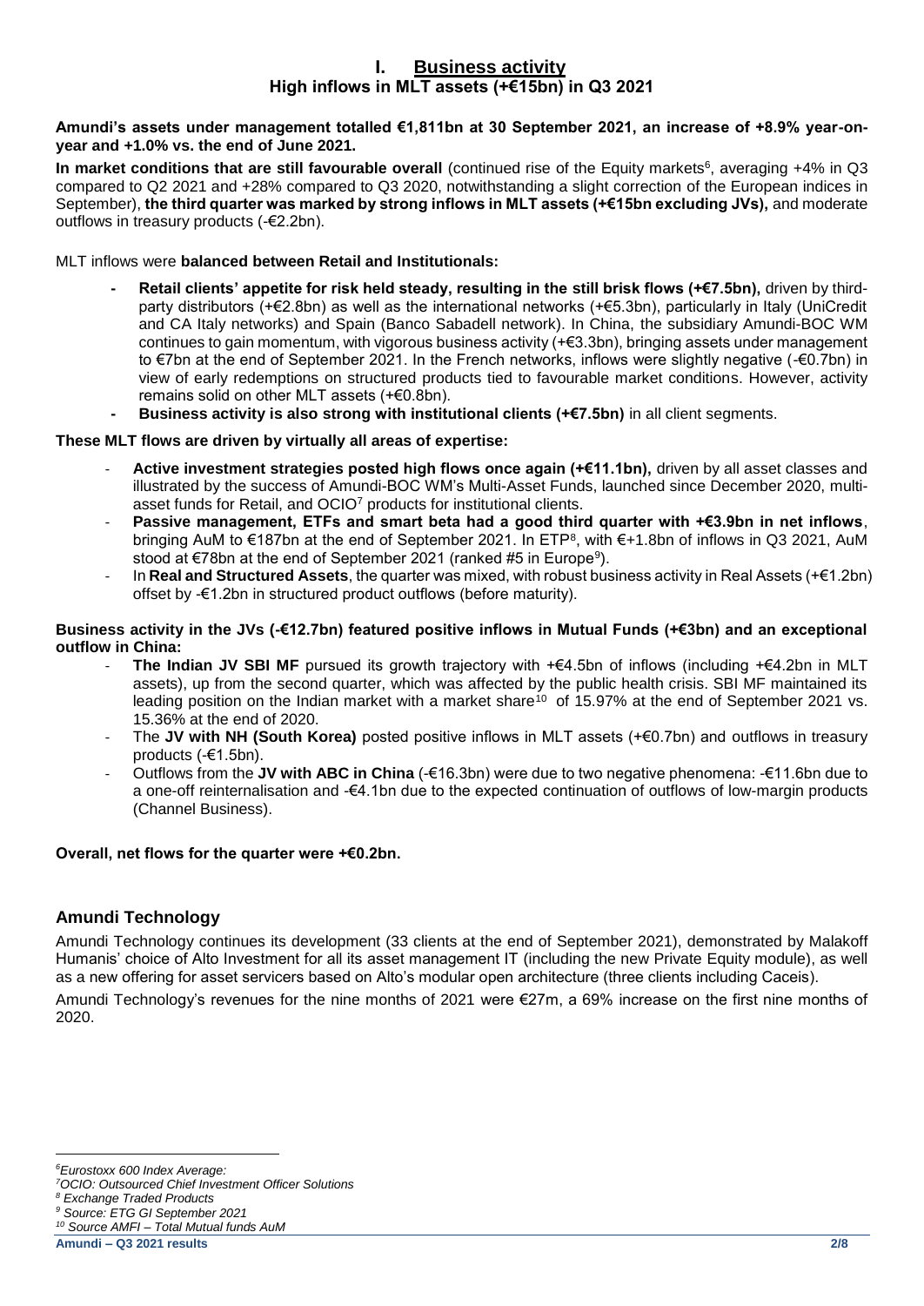# I. Business activity

## High inflows in MLT assets (+€15bn) in Q3 2021

**Amundi's assets under management totalled €1,811bn at 30 September 2021, an increase of +8.9% year-on-year and +1.0% vs. the end of June 2021.**

**In market conditions that are still favourable overall** (continued rise of the Equity markets[6], averaging +4% in Q3 compared to Q2 2021 and +28% compared to Q3 2020, notwithstanding a slight correction of the European indices in September), **the third quarter was marked by strong inflows in MLT assets (+€15bn excluding JVs),** and moderate outflows in treasury products (-€2.2bn).

MLT inflows were **balanced between Retail and Institutionals:**

- **Retail clients' appetite for risk held steady, resulting in the still brisk flows (+€7.5bn),** driven by third-party distributors (+€2.8bn) as well as the international networks (+€5.3bn), particularly in Italy (UniCredit and CA Italy networks) and Spain (Banco Sabadell network). In China, the subsidiary Amundi-BOC WM continues to gain momentum, with vigorous business activity (+€3.3bn), bringing assets under management to €7bn at the end of September 2021. In the French networks, inflows were slightly negative (-€0.7bn) in view of early redemptions on structured products tied to favourable market conditions. However, activity remains solid on other MLT assets (+€0.8bn).
- **Business activity is also strong with institutional clients (+€7.5bn)** in all client segments.

**These MLT flows are driven by virtually all areas of expertise:**

- **Active investment strategies posted high flows once again (+€11.1bn),** driven by all asset classes and illustrated by the success of Amundi-BOC WM's Multi-Asset Funds, launched since December 2020, multi-asset funds for Retail, and OCIO[7] products for institutional clients.
- **Passive management, ETFs and smart beta had a good third quarter with +€3.9bn in net inflows**, bringing AuM to €187bn at the end of September 2021. In ETP[8], with €+1.8bn of inflows in Q3 2021, AuM stood at €78bn at the end of September 2021 (ranked #5 in Europe[9]).
- In **Real and Structured Assets**, the quarter was mixed, with robust business activity in Real Assets (+€1.2bn) offset by -€1.2bn in structured product outflows (before maturity).

**Business activity in the JVs (-€12.7bn) featured positive inflows in Mutual Funds (+€3bn) and an exceptional outflow in China:**

- **The Indian JV SBI MF** pursued its growth trajectory with +€4.5bn of inflows (including +€4.2bn in MLT assets), up from the second quarter, which was affected by the public health crisis. SBI MF maintained its leading position on the Indian market with a market share[10] of 15.97% at the end of September 2021 vs. 15.36% at the end of 2020.
- The **JV with NH (South Korea)** posted positive inflows in MLT assets (+€0.7bn) and outflows in treasury products (-€1.5bn).
- Outflows from the **JV with ABC in China** (-€16.3bn) were due to two negative phenomena: -€11.6bn due to a one-off reinternalisation and -€4.1bn due to the expected continuation of outflows of low-margin products (Channel Business).

**Overall, net flows for the quarter were +€0.2bn.**

## Amundi Technology

Amundi Technology continues its development (33 clients at the end of September 2021), demonstrated by Malakoff Humanis' choice of Alto Investment for all its asset management IT (including the new Private Equity module), as well as a new offering for asset servicers based on Alto's modular open architecture (three clients including Caceis).

Amundi Technology's revenues for the nine months of 2021 were €27m, a 69% increase on the first nine months of 2020.

---

*[6] Eurostoxx 600 Index Average:*
*[7] OCIO: Outsourced Chief Investment Officer Solutions*
*[8] Exchange Traded Products*
*[9] Source: ETG GI September 2021*
*[10] Source AMFI – Total Mutual funds AuM*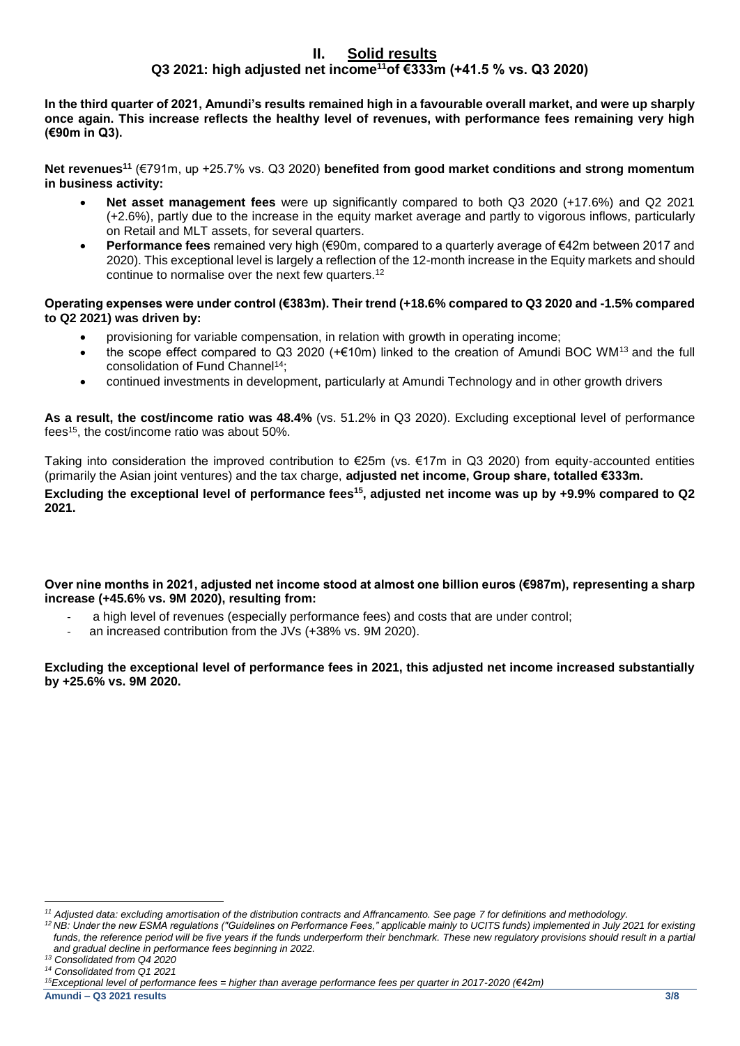## II. Solid results

### Q3 2021: high adjusted net income[11] of €333m (+41.5 % vs. Q3 2020)

**In the third quarter of 2021, Amundi's results remained high in a favourable overall market, and were up sharply once again. This increase reflects the healthy level of revenues, with performance fees remaining very high (€90m in Q3).**

**Net revenues[11]** (€791m, up +25.7% vs. Q3 2020) **benefited from good market conditions and strong momentum in business activity:**

- **Net asset management fees** were up significantly compared to both Q3 2020 (+17.6%) and Q2 2021 (+2.6%), partly due to the increase in the equity market average and partly to vigorous inflows, particularly on Retail and MLT assets, for several quarters.
- **Performance fees** remained very high (€90m, compared to a quarterly average of €42m between 2017 and 2020). This exceptional level is largely a reflection of the 12-month increase in the Equity markets and should continue to normalise over the next few quarters.[12]

**Operating expenses were under control (€383m). Their trend (+18.6% compared to Q3 2020 and -1.5% compared to Q2 2021) was driven by:**

- provisioning for variable compensation, in relation with growth in operating income;
- the scope effect compared to Q3 2020 (+€10m) linked to the creation of Amundi BOC WM[13] and the full consolidation of Fund Channel[14];
- continued investments in development, particularly at Amundi Technology and in other growth drivers

**As a result, the cost/income ratio was 48.4%** (vs. 51.2% in Q3 2020). Excluding exceptional level of performance fees[15], the cost/income ratio was about 50%.

Taking into consideration the improved contribution to €25m (vs. €17m in Q3 2020) from equity-accounted entities (primarily the Asian joint ventures) and the tax charge, **adjusted net income, Group share, totalled €333m.**

**Excluding the exceptional level of performance fees[15], adjusted net income was up by +9.9% compared to Q2 2021.**

**Over nine months in 2021, adjusted net income stood at almost one billion euros (€987m), representing a sharp increase (+45.6% vs. 9M 2020), resulting from:**

- a high level of revenues (especially performance fees) and costs that are under control;
- an increased contribution from the JVs (+38% vs. 9M 2020).

**Excluding the exceptional level of performance fees in 2021, this adjusted net income increased substantially by +25.6% vs. 9M 2020.**

---

*[11] Adjusted data: excluding amortisation of the distribution contracts and Affrancamento. See page 7 for definitions and methodology.*

*[12] NB: Under the new ESMA regulations ("Guidelines on Performance Fees," applicable mainly to UCITS funds) implemented in July 2021 for existing funds, the reference period will be five years if the funds underperform their benchmark. These new regulatory provisions should result in a partial and gradual decline in performance fees beginning in 2022.*

*[13] Consolidated from Q4 2020*

*[14] Consolidated from Q1 2021*

*[15] Exceptional level of performance fees = higher than average performance fees per quarter in 2017-2020 (€42m)*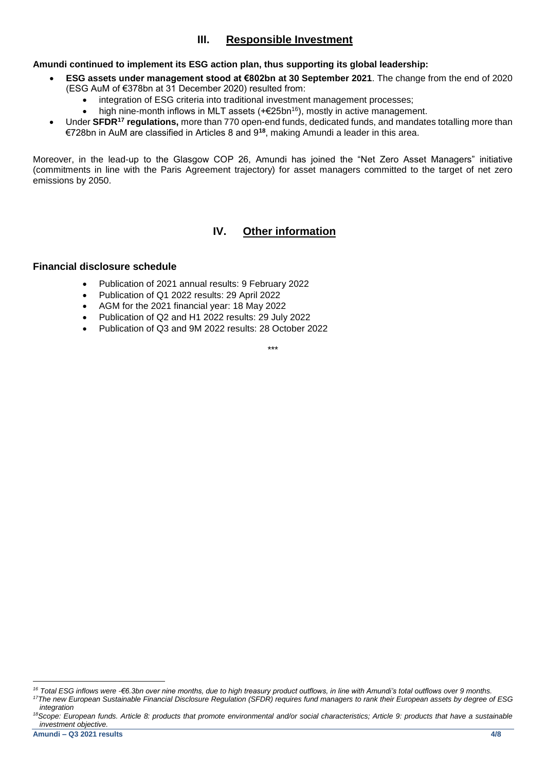## III. Responsible Investment

**Amundi continued to implement its ESG action plan, thus supporting its global leadership:**

- **ESG assets under management stood at €802bn at 30 September 2021**. The change from the end of 2020 (ESG AuM of €378bn at 31 December 2020) resulted from:
  - integration of ESG criteria into traditional investment management processes;
  - high nine-month inflows in MLT assets (+€25bn[16]), mostly in active management.
- Under **SFDR[17] regulations,** more than 770 open-end funds, dedicated funds, and mandates totalling more than €728bn in AuM are classified in Articles 8 and 9[18], making Amundi a leader in this area.

Moreover, in the lead-up to the Glasgow COP 26, Amundi has joined the "Net Zero Asset Managers" initiative (commitments in line with the Paris Agreement trajectory) for asset managers committed to the target of net zero emissions by 2050.

## IV. Other information

### Financial disclosure schedule

- Publication of 2021 annual results: 9 February 2022
- Publication of Q1 2022 results: 29 April 2022
- AGM for the 2021 financial year: 18 May 2022
- Publication of Q2 and H1 2022 results: 29 July 2022
- Publication of Q3 and 9M 2022 results: 28 October 2022

\*\*\*

*[16] Total ESG inflows were -€6.3bn over nine months, due to high treasury product outflows, in line with Amundi's total outflows over 9 months.*

*[17] The new European Sustainable Financial Disclosure Regulation (SFDR) requires fund managers to rank their European assets by degree of ESG integration*

*[18] Scope: European funds. Article 8: products that promote environmental and/or social characteristics; Article 9: products that have a sustainable investment objective.*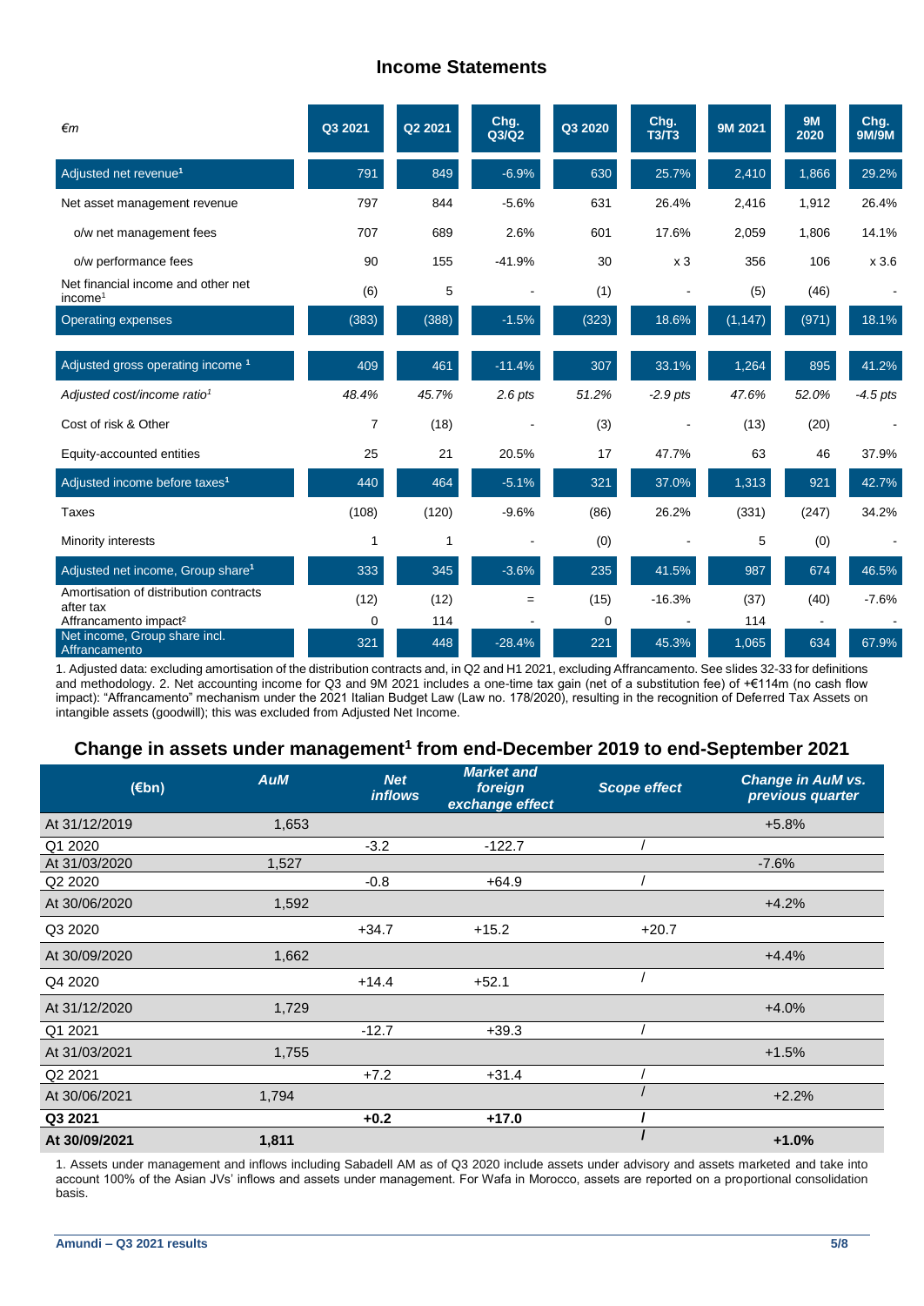## Income Statements

| €m | Q3 2021 | Q2 2021 | Chg. Q3/Q2 | Q3 2020 | Chg. T3/T3 | 9M 2021 | 9M 2020 | Chg. 9M/9M |
|---|---|---|---|---|---|---|---|---|
| Adjusted net revenue[1] | 791 | 849 | -6.9% | 630 | 25.7% | 2,410 | 1,866 | 29.2% |
| Net asset management revenue | 797 | 844 | -5.6% | 631 | 26.4% | 2,416 | 1,912 | 26.4% |
| o/w net management fees | 707 | 689 | 2.6% | 601 | 17.6% | 2,059 | 1,806 | 14.1% |
| o/w performance fees | 90 | 155 | -41.9% | 30 | x 3 | 356 | 106 | x 3.6 |
| Net financial income and other net income[1] | (6) | 5 | - | (1) | - | (5) | (46) | - |
| Operating expenses | (383) | (388) | -1.5% | (323) | 18.6% | (1,147) | (971) | 18.1% |
| Adjusted gross operating income [1] | 409 | 461 | -11.4% | 307 | 33.1% | 1,264 | 895 | 41.2% |
| *Adjusted cost/income ratio[1]* | *48.4%* | *45.7%* | *2.6 pts* | *51.2%* | *-2.9 pts* | *47.6%* | *52.0%* | *-4.5 pts* |
| Cost of risk & Other | 7 | (18) | - | (3) | - | (13) | (20) | - |
| Equity-accounted entities | 25 | 21 | 20.5% | 17 | 47.7% | 63 | 46 | 37.9% |
| Adjusted income before taxes[1] | 440 | 464 | -5.1% | 321 | 37.0% | 1,313 | 921 | 42.7% |
| Taxes | (108) | (120) | -9.6% | (86) | 26.2% | (331) | (247) | 34.2% |
| Minority interests | 1 | 1 | - | (0) | - | 5 | (0) | - |
| Adjusted net income, Group share[1] | 333 | 345 | -3.6% | 235 | 41.5% | 987 | 674 | 46.5% |
| Amortisation of distribution contracts after tax | (12) | (12) | = | (15) | -16.3% | (37) | (40) | -7.6% |
| Affrancamento impact[2] | 0 | 114 | - | 0 | - | 114 | - | - |
| Net income, Group share incl. Affrancamento | 321 | 448 | -28.4% | 221 | 45.3% | 1,065 | 634 | 67.9% |

1. Adjusted data: excluding amortisation of the distribution contracts and, in Q2 and H1 2021, excluding Affrancamento. See slides 32-33 for definitions and methodology. 2. Net accounting income for Q3 and 9M 2021 includes a one-time tax gain (net of a substitution fee) of +€114m (no cash flow impact): "Affrancamento" mechanism under the 2021 Italian Budget Law (Law no. 178/2020), resulting in the recognition of Deferred Tax Assets on intangible assets (goodwill); this was excluded from Adjusted Net Income.

## Change in assets under management[1] from end-December 2019 to end-September 2021

| (€bn) | AuM | Net inflows | Market and foreign exchange effect | Scope effect | Change in AuM vs. previous quarter |
|---|---|---|---|---|---|
| At 31/12/2019 | 1,653 | | | | +5.8% |
| Q1 2020 | | -3.2 | -122.7 | / | |
| At 31/03/2020 | 1,527 | | | | -7.6% |
| Q2 2020 | | -0.8 | +64.9 | / | |
| At 30/06/2020 | 1,592 | | | | +4.2% |
| Q3 2020 | | +34.7 | +15.2 | +20.7 | |
| At 30/09/2020 | 1,662 | | | | +4.4% |
| Q4 2020 | | +14.4 | +52.1 | / | |
| At 31/12/2020 | 1,729 | | | | +4.0% |
| Q1 2021 | | -12.7 | +39.3 | / | |
| At 31/03/2021 | 1,755 | | | | +1.5% |
| Q2 2021 | | +7.2 | +31.4 | / | |
| At 30/06/2021 | 1,794 | | | / | +2.2% |
| **Q3 2021** | | **+0.2** | **+17.0** | **/** | |
| **At 30/09/2021** | **1,811** | | | **/** | **+1.0%** |

1. Assets under management and inflows including Sabadell AM as of Q3 2020 include assets under advisory and assets marketed and take into account 100% of the Asian JVs' inflows and assets under management. For Wafa in Morocco, assets are reported on a proportional consolidation basis.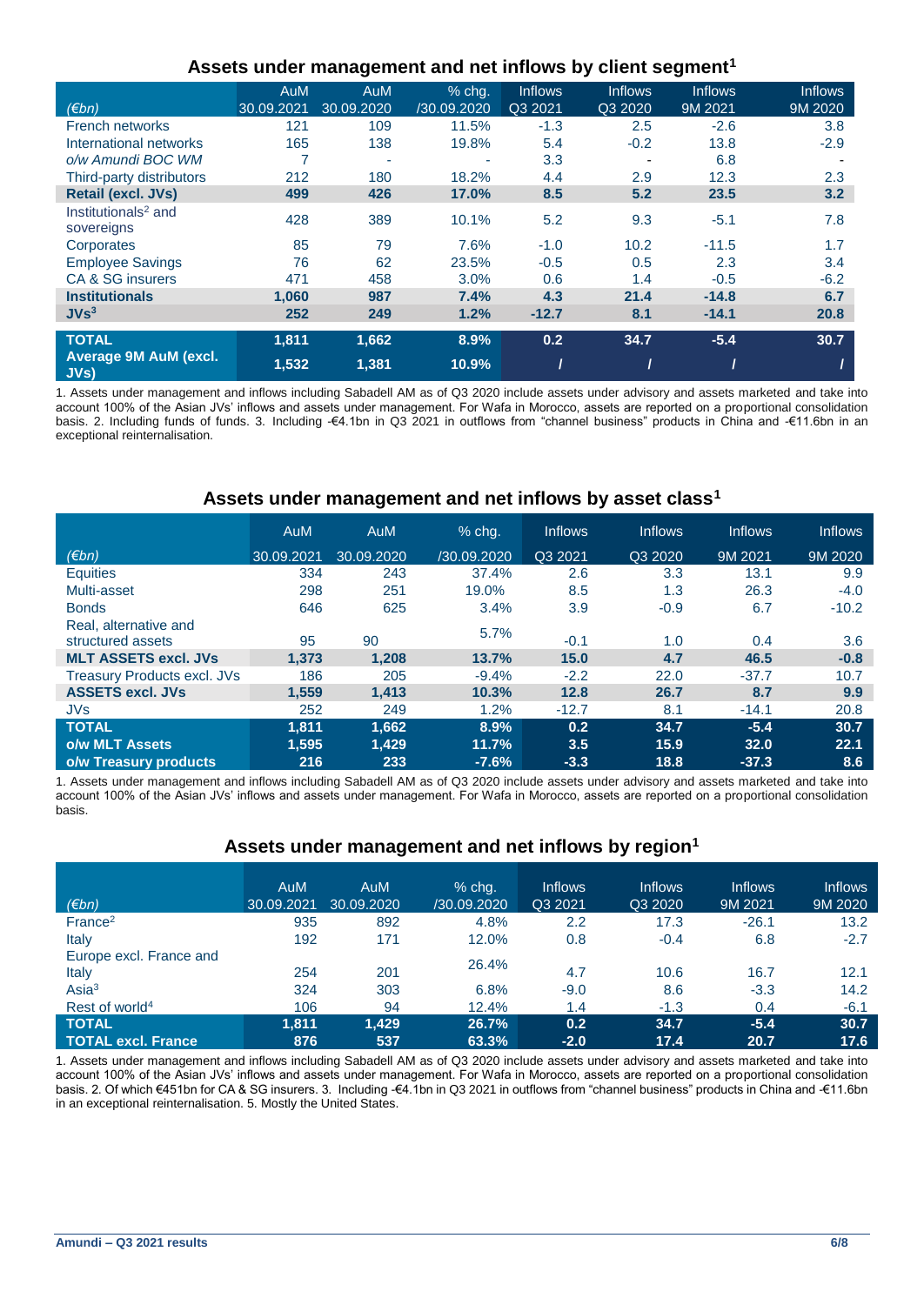## Assets under management and net inflows by client segment[1]

| (€bn) | AuM 30.09.2021 | AuM 30.09.2020 | % chg. /30.09.2020 | Inflows Q3 2021 | Inflows Q3 2020 | Inflows 9M 2021 | Inflows 9M 2020 |
|---|---|---|---|---|---|---|---|
| French networks | 121 | 109 | 11.5% | -1.3 | 2.5 | -2.6 | 3.8 |
| International networks | 165 | 138 | 19.8% | 5.4 | -0.2 | 13.8 | -2.9 |
| *o/w Amundi BOC WM* | 7 | - | - | 3.3 | - | 6.8 | - |
| Third-party distributors | 212 | 180 | 18.2% | 4.4 | 2.9 | 12.3 | 2.3 |
| **Retail (excl. JVs)** | **499** | **426** | **17.0%** | **8.5** | **5.2** | **23.5** | **3.2** |
| Institutionals[2] and sovereigns | 428 | 389 | 10.1% | 5.2 | 9.3 | -5.1 | 7.8 |
| Corporates | 85 | 79 | 7.6% | -1.0 | 10.2 | -11.5 | 1.7 |
| Employee Savings | 76 | 62 | 23.5% | -0.5 | 0.5 | 2.3 | 3.4 |
| CA & SG insurers | 471 | 458 | 3.0% | 0.6 | 1.4 | -0.5 | -6.2 |
| **Institutionals** | **1,060** | **987** | **7.4%** | **4.3** | **21.4** | **-14.8** | **6.7** |
| **JVs[3]** | **252** | **249** | **1.2%** | **-12.7** | **8.1** | **-14.1** | **20.8** |
| **TOTAL** | **1,811** | **1,662** | **8.9%** | **0.2** | **34.7** | **-5.4** | **30.7** |
| **Average 9M AuM (excl. JVs)** | **1,532** | **1,381** | **10.9%** | **/** | **/** | **/** | **/** |

1. Assets under management and inflows including Sabadell AM as of Q3 2020 include assets under advisory and assets marketed and take into account 100% of the Asian JVs' inflows and assets under management. For Wafa in Morocco, assets are reported on a proportional consolidation basis. 2. Including funds of funds. 3. Including -€4.1bn in Q3 2021 in outflows from "channel business" products in China and -€11.6bn in an exceptional reinternalisation.

## Assets under management and net inflows by asset class[1]

| (€bn) | AuM 30.09.2021 | AuM 30.09.2020 | % chg. /30.09.2020 | Inflows Q3 2021 | Inflows Q3 2020 | Inflows 9M 2021 | Inflows 9M 2020 |
|---|---|---|---|---|---|---|---|
| Equities | 334 | 243 | 37.4% | 2.6 | 3.3 | 13.1 | 9.9 |
| Multi-asset | 298 | 251 | 19.0% | 8.5 | 1.3 | 26.3 | -4.0 |
| Bonds | 646 | 625 | 3.4% | 3.9 | -0.9 | 6.7 | -10.2 |
| Real, alternative and structured assets | 95 | 90 | 5.7% | -0.1 | 1.0 | 0.4 | 3.6 |
| **MLT ASSETS excl. JVs** | **1,373** | **1,208** | **13.7%** | **15.0** | **4.7** | **46.5** | **-0.8** |
| Treasury Products excl. JVs | 186 | 205 | -9.4% | -2.2 | 22.0 | -37.7 | 10.7 |
| **ASSETS excl. JVs** | **1,559** | **1,413** | **10.3%** | **12.8** | **26.7** | **8.7** | **9.9** |
| JVs | 252 | 249 | 1.2% | -12.7 | 8.1 | -14.1 | 20.8 |
| **TOTAL** | **1,811** | **1,662** | **8.9%** | **0.2** | **34.7** | **-5.4** | **30.7** |
| **o/w MLT Assets** | **1,595** | **1,429** | **11.7%** | **3.5** | **15.9** | **32.0** | **22.1** |
| **o/w Treasury products** | **216** | **233** | **-7.6%** | **-3.3** | **18.8** | **-37.3** | **8.6** |

1. Assets under management and inflows including Sabadell AM as of Q3 2020 include assets under advisory and assets marketed and take into account 100% of the Asian JVs' inflows and assets under management. For Wafa in Morocco, assets are reported on a proportional consolidation basis.

## Assets under management and net inflows by region[1]

| (€bn) | AuM 30.09.2021 | AuM 30.09.2020 | % chg. /30.09.2020 | Inflows Q3 2021 | Inflows Q3 2020 | Inflows 9M 2021 | Inflows 9M 2020 |
|---|---|---|---|---|---|---|---|
| France[2] | 935 | 892 | 4.8% | 2.2 | 17.3 | -26.1 | 13.2 |
| Italy | 192 | 171 | 12.0% | 0.8 | -0.4 | 6.8 | -2.7 |
| Europe excl. France and Italy | 254 | 201 | 26.4% | 4.7 | 10.6 | 16.7 | 12.1 |
| Asia[3] | 324 | 303 | 6.8% | -9.0 | 8.6 | -3.3 | 14.2 |
| Rest of world[4] | 106 | 94 | 12.4% | 1.4 | -1.3 | 0.4 | -6.1 |
| **TOTAL** | **1,811** | **1,429** | **26.7%** | **0.2** | **34.7** | **-5.4** | **30.7** |
| **TOTAL excl. France** | **876** | **537** | **63.3%** | **-2.0** | **17.4** | **20.7** | **17.6** |

1. Assets under management and inflows including Sabadell AM as of Q3 2020 include assets under advisory and assets marketed and take into account 100% of the Asian JVs' inflows and assets under management. For Wafa in Morocco, assets are reported on a proportional consolidation basis. 2. Of which €451bn for CA & SG insurers. 3. Including -€4.1bn in Q3 2021 in outflows from "channel business" products in China and -€11.6bn in an exceptional reinternalisation. 5. Mostly the United States.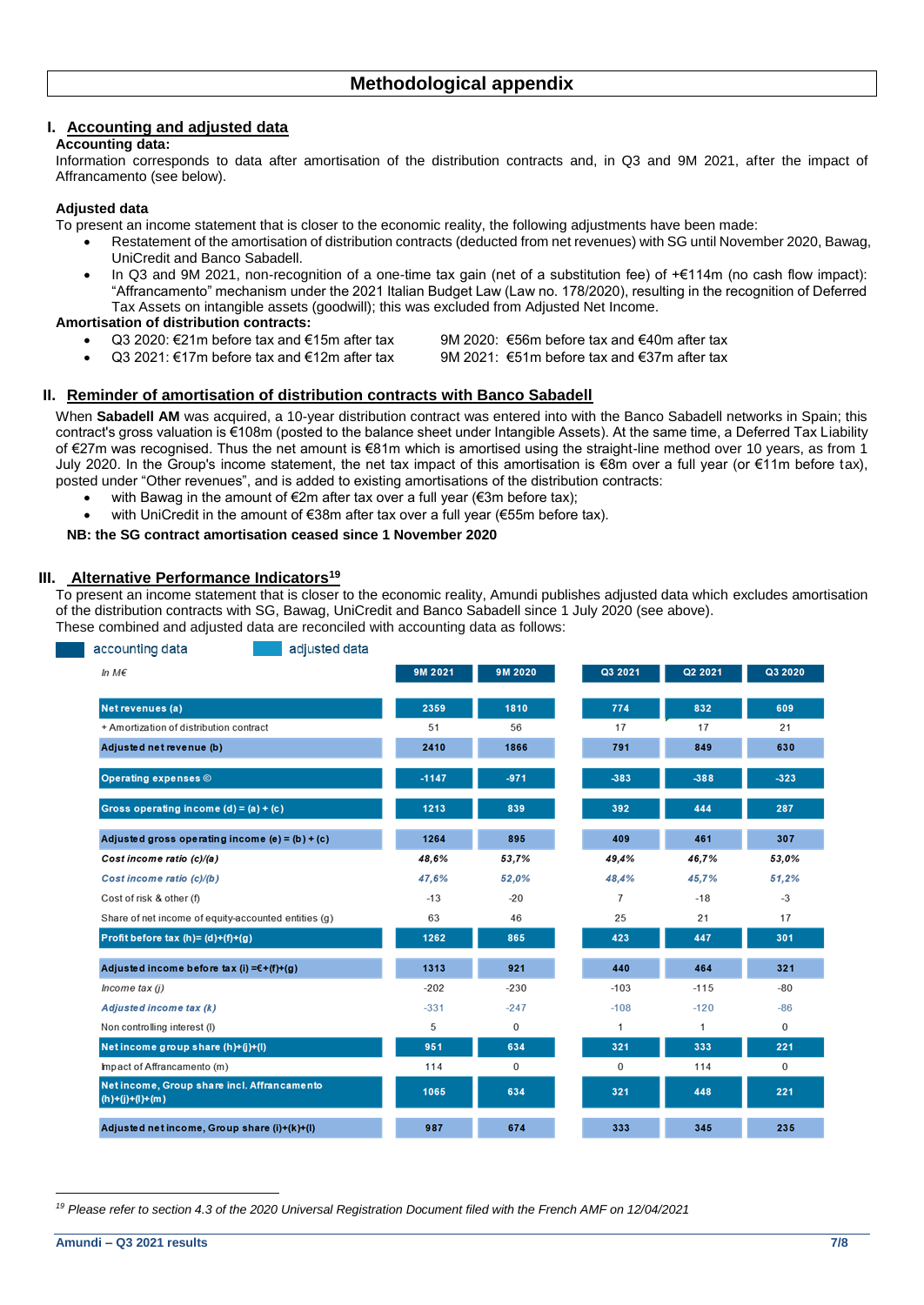# Methodological appendix

## I. Accounting and adjusted data

**Accounting data:**

Information corresponds to data after amortisation of the distribution contracts and, in Q3 and 9M 2021, after the impact of Affrancamento (see below).

**Adjusted data**

To present an income statement that is closer to the economic reality, the following adjustments have been made:

- Restatement of the amortisation of distribution contracts (deducted from net revenues) with SG until November 2020, Bawag, UniCredit and Banco Sabadell.
- In Q3 and 9M 2021, non-recognition of a one-time tax gain (net of a substitution fee) of +€114m (no cash flow impact): "Affrancamento" mechanism under the 2021 Italian Budget Law (Law no. 178/2020), resulting in the recognition of Deferred Tax Assets on intangible assets (goodwill); this was excluded from Adjusted Net Income.

**Amortisation of distribution contracts:**

- Q3 2020: €21m before tax and €15m after tax — 9M 2020: €56m before tax and €40m after tax
- Q3 2021: €17m before tax and €12m after tax — 9M 2021: €51m before tax and €37m after tax

## II. Reminder of amortisation of distribution contracts with Banco Sabadell

When **Sabadell AM** was acquired, a 10-year distribution contract was entered into with the Banco Sabadell networks in Spain; this contract's gross valuation is €108m (posted to the balance sheet under Intangible Assets). At the same time, a Deferred Tax Liability of €27m was recognised. Thus the net amount is €81m which is amortised using the straight-line method over 10 years, as from 1 July 2020. In the Group's income statement, the net tax impact of this amortisation is €8m over a full year (or €11m before tax), posted under "Other revenues", and is added to existing amortisations of the distribution contracts:

- with Bawag in the amount of €2m after tax over a full year (€3m before tax);
- with UniCredit in the amount of €38m after tax over a full year (€55m before tax).

**NB: the SG contract amortisation ceased since 1 November 2020**

## III. Alternative Performance Indicators[19]

To present an income statement that is closer to the economic reality, Amundi publishes adjusted data which excludes amortisation of the distribution contracts with SG, Bawag, UniCredit and Banco Sabadell since 1 July 2020 (see above).
These combined and adjusted data are reconciled with accounting data as follows:

accounting data | adjusted data

| In M€ | 9M 2021 | 9M 2020 | Q3 2021 | Q2 2021 | Q3 2020 |
|---|---|---|---|---|---|
| Net revenues (a) | 2359 | 1810 | 774 | 832 | 609 |
| + Amortization of distribution contract | 51 | 56 | 17 | 17 | 21 |
| Adjusted net revenue (b) | 2410 | 1866 | 791 | 849 | 630 |
| Operating expenses © | -1147 | -971 | -383 | -388 | -323 |
| Gross operating income (d) = (a) + (c) | 1213 | 839 | 392 | 444 | 287 |
| Adjusted gross operating income (e) = (b) + (c) | 1264 | 895 | 409 | 461 | 307 |
| *Cost income ratio (c)/(a)* | *48,6%* | *53,7%* | *49,4%* | *46,7%* | *53,0%* |
| *Cost income ratio (c)/(b)* | *47,6%* | *52,0%* | *48,4%* | *45,7%* | *51,2%* |
| Cost of risk & other (f) | -13 | -20 | 7 | -18 | -3 |
| Share of net income of equity-accounted entities (g) | 63 | 46 | 25 | 21 | 17 |
| Profit before tax (h)= (d)+(f)+(g) | 1262 | 865 | 423 | 447 | 301 |
| Adjusted income before tax (i) =€+(f)+(g) | 1313 | 921 | 440 | 464 | 321 |
| *Income tax (j)* | -202 | -230 | -103 | -115 | -80 |
| *Adjusted income tax (k)* | -331 | -247 | -108 | -120 | -86 |
| Non controlling interest (l) | 5 | 0 | 1 | 1 | 0 |
| Net income group share (h)+(j)+(l) | 951 | 634 | 321 | 333 | 221 |
| Impact of Affrancamento (m) | 114 | 0 | 0 | 114 | 0 |
| Net income, Group share incl. Affrancamento (h)+(j)+(l)+(m) | 1065 | 634 | 321 | 448 | 221 |
| Adjusted net income, Group share (i)+(k)+(l) | 987 | 674 | 333 | 345 | 235 |

[19] Please refer to section 4.3 of the 2020 Universal Registration Document filed with the French AMF on 12/04/2021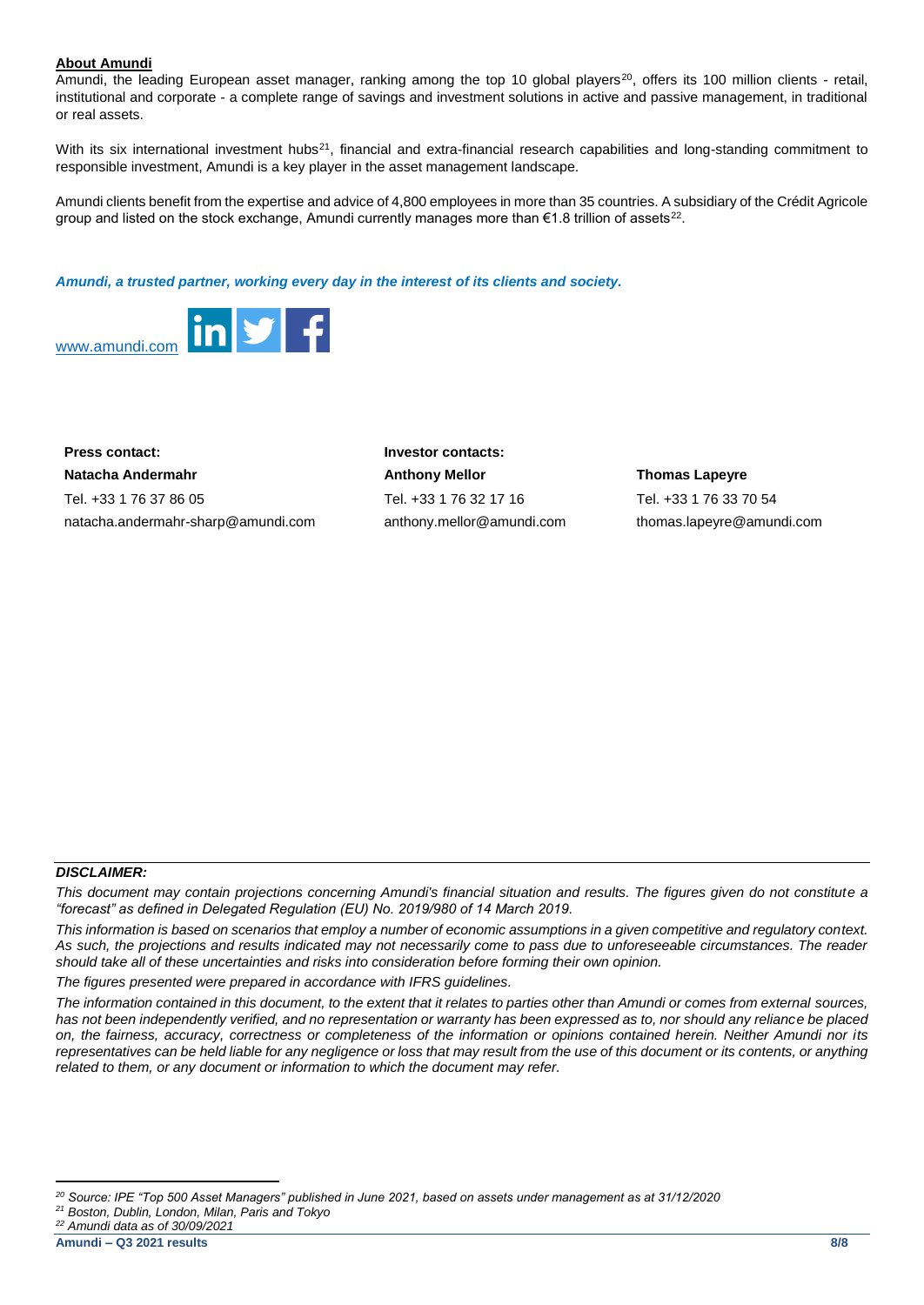**About Amundi**

Amundi, the leading European asset manager, ranking among the top 10 global players[20], offers its 100 million clients - retail, institutional and corporate - a complete range of savings and investment solutions in active and passive management, in traditional or real assets.

With its six international investment hubs[21], financial and extra-financial research capabilities and long-standing commitment to responsible investment, Amundi is a key player in the asset management landscape.

Amundi clients benefit from the expertise and advice of 4,800 employees in more than 35 countries. A subsidiary of the Crédit Agricole group and listed on the stock exchange, Amundi currently manages more than €1.8 trillion of assets[22].

***Amundi, a trusted partner, working every day in the interest of its clients and society.***

www.amundi.com

| Press contact: | Investor contacts: | |
|---|---|---|
| **Natacha Andermahr** | **Anthony Mellor** | **Thomas Lapeyre** |
| Tel. +33 1 76 37 86 05 | Tel. +33 1 76 32 17 16 | Tel. +33 1 76 33 70 54 |
| natacha.andermahr-sharp@amundi.com | anthony.mellor@amundi.com | thomas.lapeyre@amundi.com |

***DISCLAIMER:***

*This document may contain projections concerning Amundi's financial situation and results. The figures given do not constitute a "forecast" as defined in Delegated Regulation (EU) No. 2019/980 of 14 March 2019.*

*This information is based on scenarios that employ a number of economic assumptions in a given competitive and regulatory context. As such, the projections and results indicated may not necessarily come to pass due to unforeseeable circumstances. The reader should take all of these uncertainties and risks into consideration before forming their own opinion.*

*The figures presented were prepared in accordance with IFRS guidelines.*

*The information contained in this document, to the extent that it relates to parties other than Amundi or comes from external sources, has not been independently verified, and no representation or warranty has been expressed as to, nor should any reliance be placed on, the fairness, accuracy, correctness or completeness of the information or opinions contained herein. Neither Amundi nor its representatives can be held liable for any negligence or loss that may result from the use of this document or its contents, or anything related to them, or any document or information to which the document may refer.*

---

[20] *Source: IPE "Top 500 Asset Managers" published in June 2021, based on assets under management as at 31/12/2020*

[21] *Boston, Dublin, London, Milan, Paris and Tokyo*

[22] *Amundi data as of 30/09/2021*